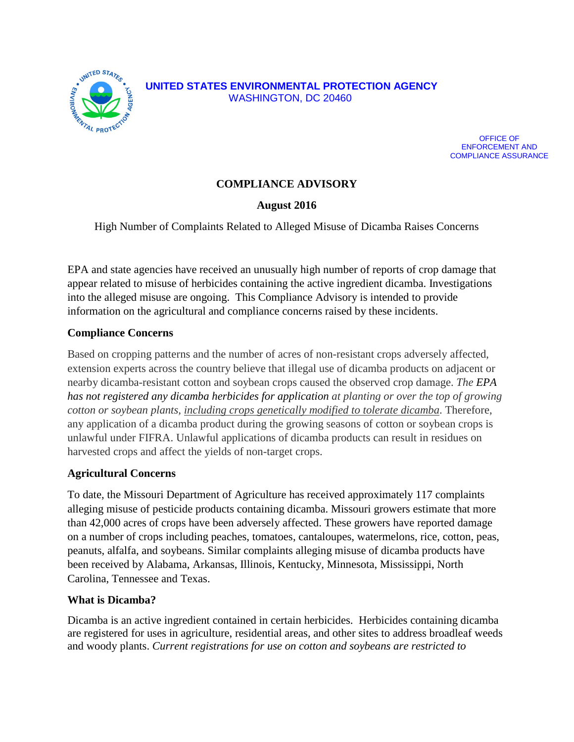**UNITED STATES ENVIRONMENTAL PROTECTION AGENCY**
WASHINGTON, DC 20460

OFFICE OF
ENFORCEMENT AND
COMPLIANCE ASSURANCE

# COMPLIANCE ADVISORY

**August 2016**

High Number of Complaints Related to Alleged Misuse of Dicamba Raises Concerns

EPA and state agencies have received an unusually high number of reports of crop damage that appear related to misuse of herbicides containing the active ingredient dicamba. Investigations into the alleged misuse are ongoing. This Compliance Advisory is intended to provide information on the agricultural and compliance concerns raised by these incidents.

## Compliance Concerns

Based on cropping patterns and the number of acres of non-resistant crops adversely affected, extension experts across the country believe that illegal use of dicamba products on adjacent or nearby dicamba-resistant cotton and soybean crops caused the observed crop damage. *The EPA has not registered any dicamba herbicides for application at planting or over the top of growing cotton or soybean plants, including crops genetically modified to tolerate dicamba*. Therefore, any application of a dicamba product during the growing seasons of cotton or soybean crops is unlawful under FIFRA. Unlawful applications of dicamba products can result in residues on harvested crops and affect the yields of non-target crops.

## Agricultural Concerns

To date, the Missouri Department of Agriculture has received approximately 117 complaints alleging misuse of pesticide products containing dicamba. Missouri growers estimate that more than 42,000 acres of crops have been adversely affected. These growers have reported damage on a number of crops including peaches, tomatoes, cantaloupes, watermelons, rice, cotton, peas, peanuts, alfalfa, and soybeans. Similar complaints alleging misuse of dicamba products have been received by Alabama, Arkansas, Illinois, Kentucky, Minnesota, Mississippi, North Carolina, Tennessee and Texas.

## What is Dicamba?

Dicamba is an active ingredient contained in certain herbicides. Herbicides containing dicamba are registered for uses in agriculture, residential areas, and other sites to address broadleaf weeds and woody plants. *Current registrations for use on cotton and soybeans are restricted to*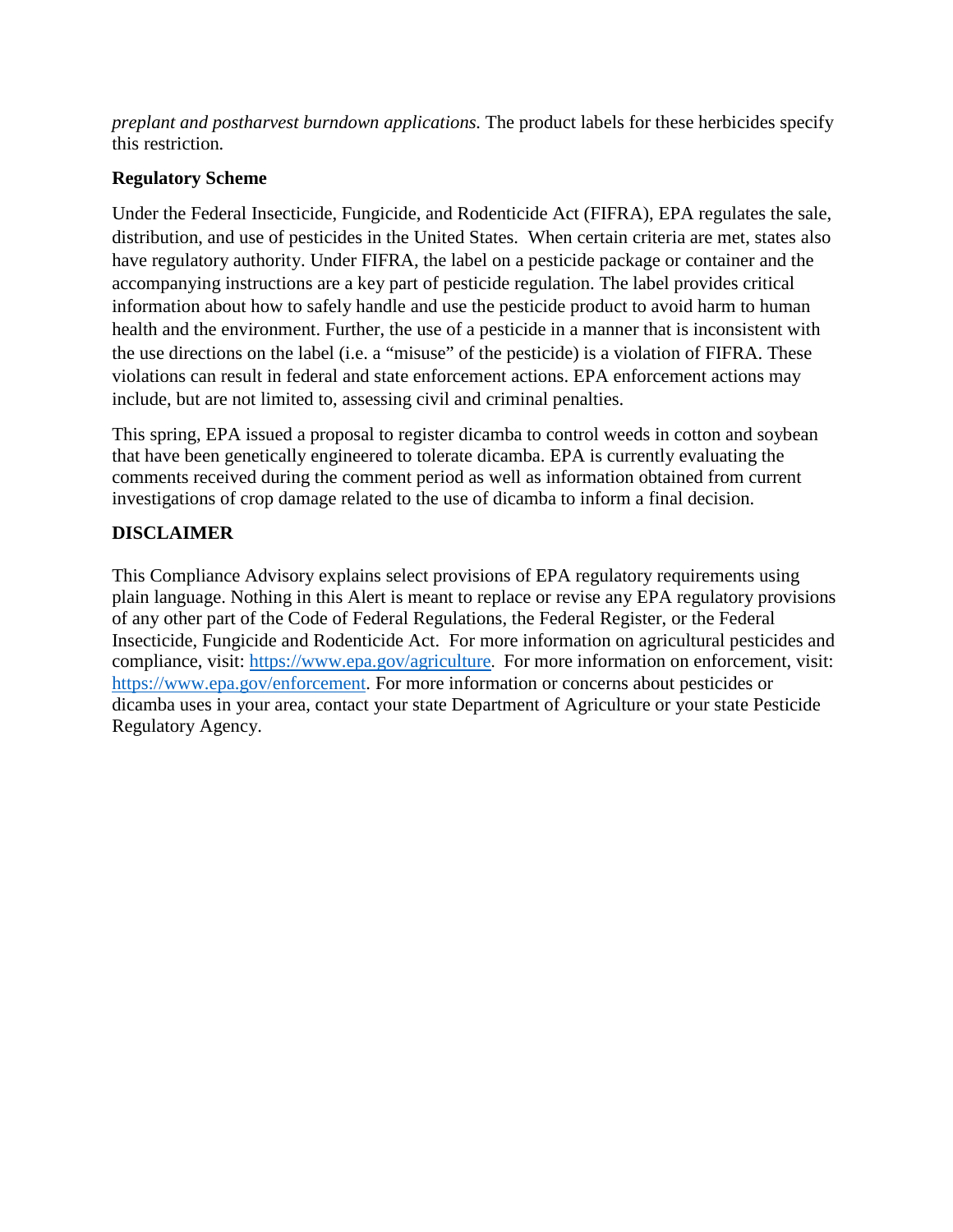*preplant and postharvest burndown applications.* The product labels for these herbicides specify this restriction.

**Regulatory Scheme**

Under the Federal Insecticide, Fungicide, and Rodenticide Act (FIFRA), EPA regulates the sale, distribution, and use of pesticides in the United States. When certain criteria are met, states also have regulatory authority. Under FIFRA, the label on a pesticide package or container and the accompanying instructions are a key part of pesticide regulation. The label provides critical information about how to safely handle and use the pesticide product to avoid harm to human health and the environment. Further, the use of a pesticide in a manner that is inconsistent with the use directions on the label (i.e. a "misuse" of the pesticide) is a violation of FIFRA. These violations can result in federal and state enforcement actions. EPA enforcement actions may include, but are not limited to, assessing civil and criminal penalties.

This spring, EPA issued a proposal to register dicamba to control weeds in cotton and soybean that have been genetically engineered to tolerate dicamba. EPA is currently evaluating the comments received during the comment period as well as information obtained from current investigations of crop damage related to the use of dicamba to inform a final decision.

**DISCLAIMER**

This Compliance Advisory explains select provisions of EPA regulatory requirements using plain language. Nothing in this Alert is meant to replace or revise any EPA regulatory provisions of any other part of the Code of Federal Regulations, the Federal Register, or the Federal Insecticide, Fungicide and Rodenticide Act. For more information on agricultural pesticides and compliance, visit: [https://www.epa.gov/agriculture](https://www.epa.gov/agriculture). For more information on enforcement, visit: [https://www.epa.gov/enforcement](https://www.epa.gov/enforcement). For more information or concerns about pesticides or dicamba uses in your area, contact your state Department of Agriculture or your state Pesticide Regulatory Agency.